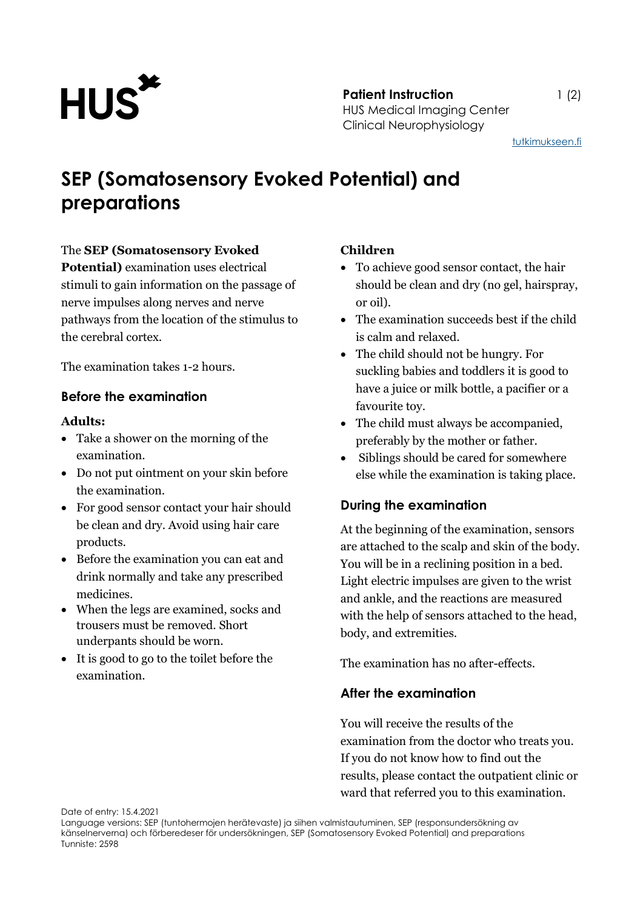**Patient Instruction**
HUS Medical Imaging Center
Clinical Neurophysiology

tutkimukseen.fi

# SEP (Somatosensory Evoked Potential) and preparations

The **SEP (Somatosensory Evoked Potential)** examination uses electrical stimuli to gain information on the passage of nerve impulses along nerves and nerve pathways from the location of the stimulus to the cerebral cortex.

The examination takes 1-2 hours.

## Before the examination

### Adults:

- Take a shower on the morning of the examination.
- Do not put ointment on your skin before the examination.
- For good sensor contact your hair should be clean and dry. Avoid using hair care products.
- Before the examination you can eat and drink normally and take any prescribed medicines.
- When the legs are examined, socks and trousers must be removed. Short underpants should be worn.
- It is good to go to the toilet before the examination.

### Children

- To achieve good sensor contact, the hair should be clean and dry (no gel, hairspray, or oil).
- The examination succeeds best if the child is calm and relaxed.
- The child should not be hungry. For suckling babies and toddlers it is good to have a juice or milk bottle, a pacifier or a favourite toy.
- The child must always be accompanied, preferably by the mother or father.
- Siblings should be cared for somewhere else while the examination is taking place.

## During the examination

At the beginning of the examination, sensors are attached to the scalp and skin of the body. You will be in a reclining position in a bed. Light electric impulses are given to the wrist and ankle, and the reactions are measured with the help of sensors attached to the head, body, and extremities.

The examination has no after-effects.

## After the examination

You will receive the results of the examination from the doctor who treats you. If you do not know how to find out the results, please contact the outpatient clinic or ward that referred you to this examination.

Date of entry: 15.4.2021
Language versions: SEP (tuntohermojen herätevaste) ja siihen valmistautuminen, SEP (responsundersökning av känselnerverna) och förberedeser för undersökningen, SEP (Somatosensory Evoked Potential) and preparations
Tunniste: 2598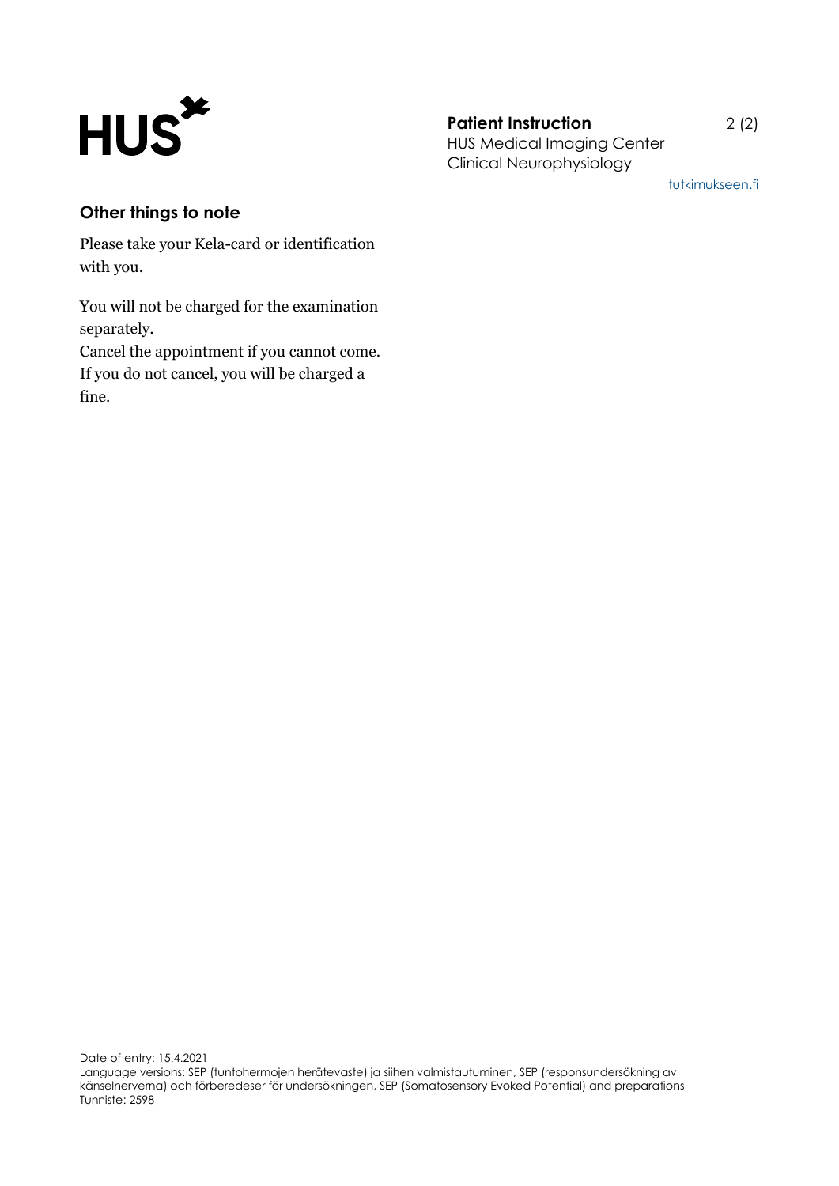## Other things to note

Please take your Kela-card or identification with you.

You will not be charged for the examination separately.
Cancel the appointment if you cannot come. If you do not cancel, you will be charged a fine.

Date of entry: 15.4.2021
Language versions: SEP (tuntohermojen herätevaste) ja siihen valmistautuminen, SEP (responsundersökning av känselnerverna) och förberedeser för undersökningen, SEP (Somatosensory Evoked Potential) and preparations
Tunniste: 2598